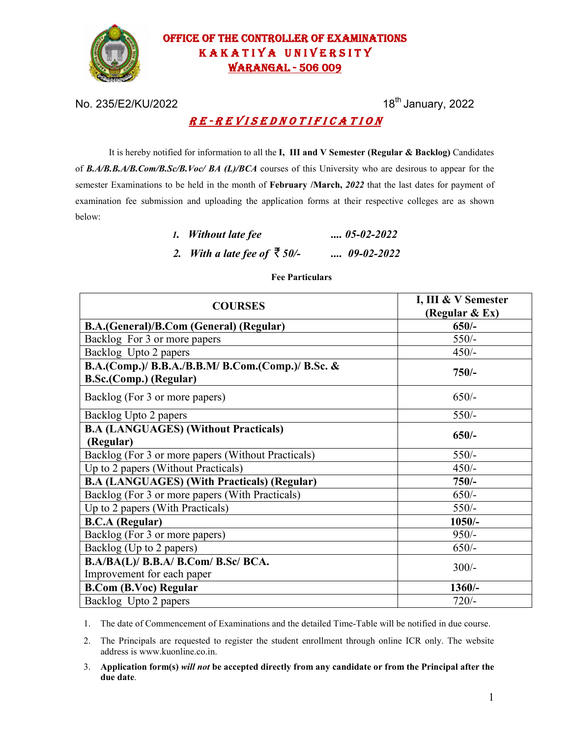# OFFICE OF THE CONTROLLER OF EXAMINATIONS
## KAKATIYA UNIVERSITY
## WARANGAL - 506 009

No. 235/E2/KU/2022 18th January, 2022

## *RE-REVISEDNOTIFICATION*

It is hereby notified for information to all the **I, III and V Semester (Regular & Backlog)** Candidates of ***B.A/B.B.A/B.Com/B.Sc/B.Voc/ BA (L)/BCA*** courses of this University who are desirous to appear for the semester Examinations to be held in the month of **February /March,** ***2022*** that the last dates for payment of examination fee submission and uploading the application forms at their respective colleges are as shown below:

1. ***Without late fee .... 05-02-2022***
2. ***With a late fee of ₹ 50/- .... 09-02-2022***

**Fee Particulars**

| COURSES | I, III & V Semester (Regular & Ex) |
|---|---|
| **B.A.(General)/B.Com (General) (Regular)** | **650/-** |
| Backlog For 3 or more papers | 550/- |
| Backlog Upto 2 papers | 450/- |
| **B.A.(Comp.)/ B.B.A./B.B.M/ B.Com.(Comp.)/ B.Sc. & B.Sc.(Comp.) (Regular)** | **750/-** |
| Backlog (For 3 or more papers) | 650/- |
| Backlog Upto 2 papers | 550/- |
| **B.A (LANGUAGES) (Without Practicals) (Regular)** | **650/-** |
| Backlog (For 3 or more papers (Without Practicals) | 550/- |
| Up to 2 papers (Without Practicals) | 450/- |
| **B.A (LANGUAGES) (With Practicals) (Regular)** | **750/-** |
| Backlog (For 3 or more papers (With Practicals) | 650/- |
| Up to 2 papers (With Practicals) | 550/- |
| **B.C.A (Regular)** | **1050/-** |
| Backlog (For 3 or more papers) | 950/- |
| Backlog (Up to 2 papers) | 650/- |
| **B.A/BA(L)/ B.B.A/ B.Com/ B.Sc/ BCA.** Improvement for each paper | 300/- |
| **B.Com (B.Voc) Regular** | **1360/-** |
| Backlog Upto 2 papers | 720/- |

1. The date of Commencement of Examinations and the detailed Time-Table will be notified in due course.
2. The Principals are requested to register the student enrollment through online ICR only. The website address is www.kuonline.co.in.
3. **Application form(s) *will not* be accepted directly from any candidate or from the Principal after the due date**.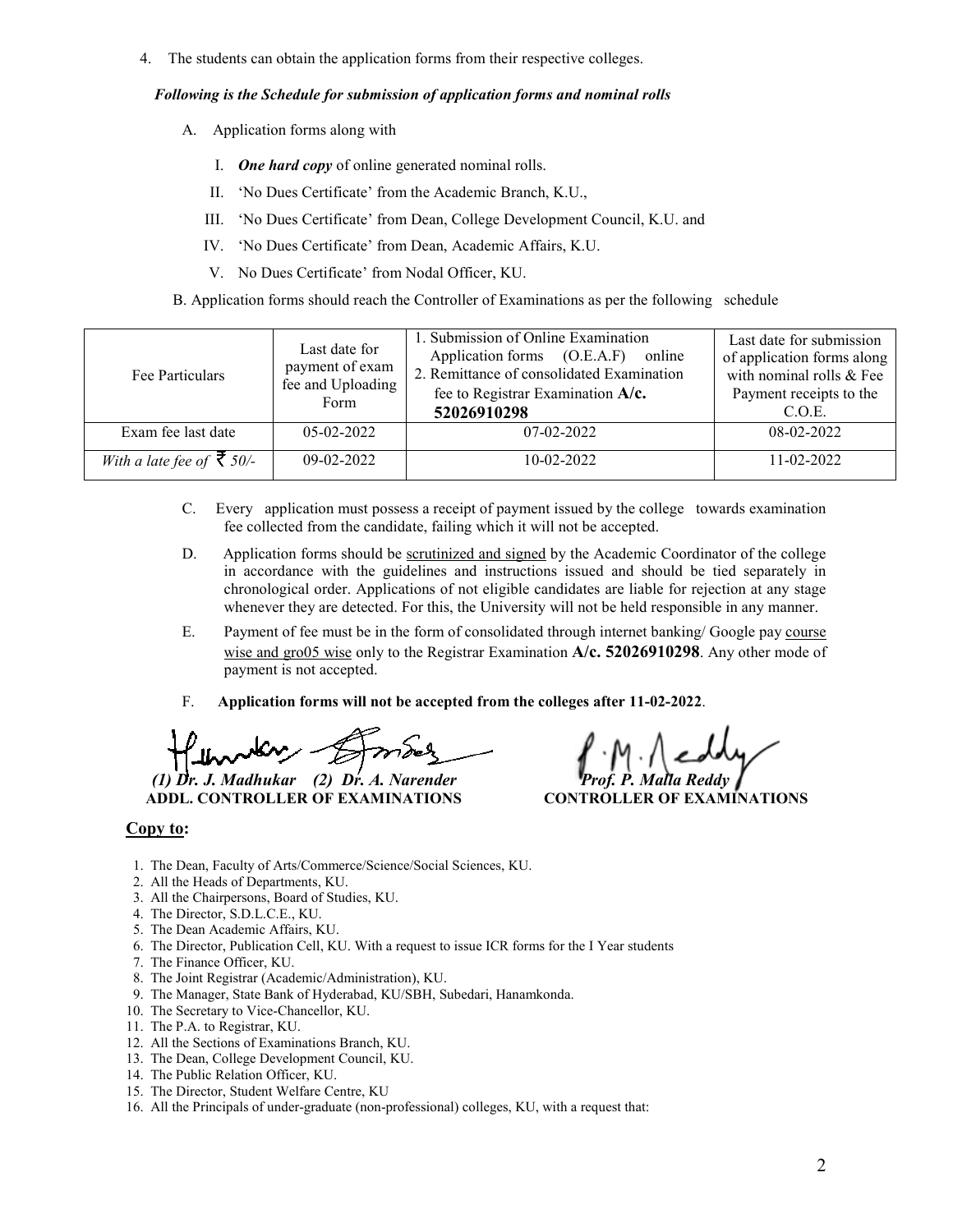4. The students can obtain the application forms from their respective colleges.

***Following is the Schedule for submission of application forms and nominal rolls***

A. Application forms along with

   I. ***One hard copy*** of online generated nominal rolls.

   II. 'No Dues Certificate' from the Academic Branch, K.U.,

   III. 'No Dues Certificate' from Dean, College Development Council, K.U. and

   IV. 'No Dues Certificate' from Dean, Academic Affairs, K.U.

   V. No Dues Certificate' from Nodal Officer, KU.

B. Application forms should reach the Controller of Examinations as per the following schedule

| Fee Particulars | Last date for payment of exam fee and Uploading Form | 1. Submission of Online Examination Application forms (O.E.A.F) online 2. Remittance of consolidated Examination fee to Registrar Examination **A/c. 52026910298** | Last date for submission of application forms along with nominal rolls & Fee Payment receipts to the C.O.E. |
|---|---|---|---|
| Exam fee last date | 05-02-2022 | 07-02-2022 | 08-02-2022 |
| *With a late fee of ₹ 50/-* | 09-02-2022 | 10-02-2022 | 11-02-2022 |

C. Every application must possess a receipt of payment issued by the college towards examination fee collected from the candidate, failing which it will not be accepted.

D. Application forms should be scrutinized and signed by the Academic Coordinator of the college in accordance with the guidelines and instructions issued and should be tied separately in chronological order. Applications of not eligible candidates are liable for rejection at any stage whenever they are detected. For this, the University will not be held responsible in any manner.

E. Payment of fee must be in the form of consolidated through internet banking/ Google pay course wise and gro05 wise only to the Registrar Examination **A/c. 52026910298**. Any other mode of payment is not accepted.

F. **Application forms will not be accepted from the colleges after 11-02-2022**.

*(1) Dr. J. Madhukar (2) Dr. A. Narender*
**ADDL. CONTROLLER OF EXAMINATIONS**

*Prof. P. Malla Reddy*
**CONTROLLER OF EXAMINATIONS**

**Copy to:**

1. The Dean, Faculty of Arts/Commerce/Science/Social Sciences, KU.
2. All the Heads of Departments, KU.
3. All the Chairpersons, Board of Studies, KU.
4. The Director, S.D.L.C.E., KU.
5. The Dean Academic Affairs, KU.
6. The Director, Publication Cell, KU. With a request to issue ICR forms for the I Year students
7. The Finance Officer, KU.
8. The Joint Registrar (Academic/Administration), KU.
9. The Manager, State Bank of Hyderabad, KU/SBH, Subedari, Hanamkonda.
10. The Secretary to Vice-Chancellor, KU.
11. The P.A. to Registrar, KU.
12. All the Sections of Examinations Branch, KU.
13. The Dean, College Development Council, KU.
14. The Public Relation Officer, KU.
15. The Director, Student Welfare Centre, KU
16. All the Principals of under-graduate (non-professional) colleges, KU, with a request that: